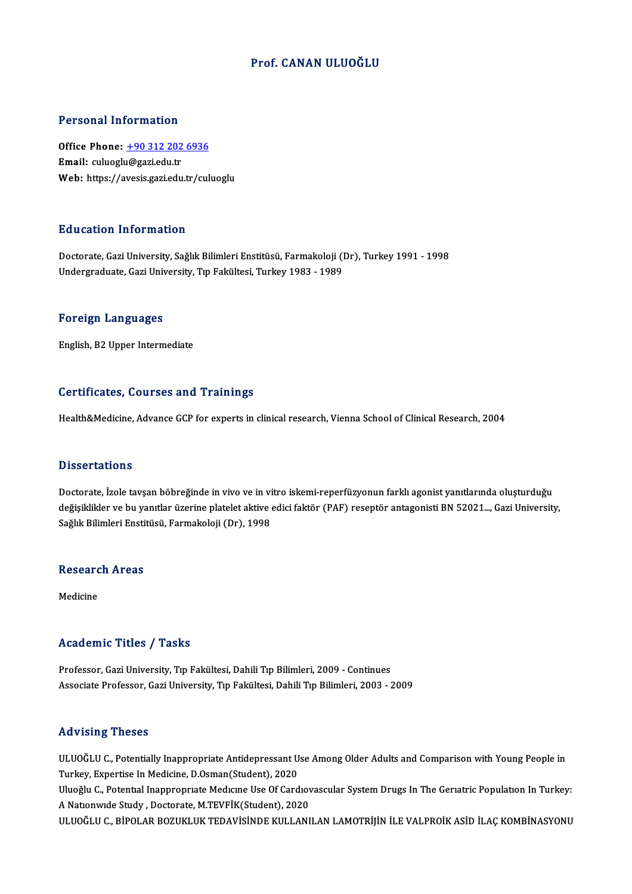# Prof. CANAN ULUOĞLU

## Personal Information

**Office Phone:** +90 312 202 6936
**Email:** culuoglu@gazi.edu.tr
**Web:** https://avesis.gazi.edu.tr/culuoglu

## Education Information

Doctorate, Gazi University, Sağlık Bilimleri Enstitüsü, Farmakoloji (Dr), Turkey 1991 - 1998
Undergraduate, Gazi University, Tıp Fakültesi, Turkey 1983 - 1989

## Foreign Languages

English, B2 Upper Intermediate

## Certificates, Courses and Trainings

Health&Medicine, Advance GCP for experts in clinical research, Vienna School of Clinical Research, 2004

## Dissertations

Doctorate, İzole tavşan böbreğinde in vivo ve in vitro iskemi-reperfüzyonun farklı agonist yanıtlarında oluşturduğu değişiklikler ve bu yanıtlar üzerine platelet aktive edici faktör (PAF) reseptör antagonisti BN 52021..., Gazi University, Sağlık Bilimleri Enstitüsü, Farmakoloji (Dr), 1998

## Research Areas

Medicine

## Academic Titles / Tasks

Professor, Gazi University, Tıp Fakültesi, Dahili Tıp Bilimleri, 2009 - Continues
Associate Professor, Gazi University, Tıp Fakültesi, Dahili Tıp Bilimleri, 2003 - 2009

## Advising Theses

ULUOĞLU C., Potentially Inappropriate Antidepressant Use Among Older Adults and Comparison with Young People in Turkey, Expertise In Medicine, D.Osman(Student), 2020
Uluoğlu C., Potential Inappropriate Medicine Use Of Cardiovascular System Drugs In The Geriatric Population In Turkey: A Nationwide Study , Doctorate, M.TEVFİK(Student), 2020
ULUOĞLU C., BİPOLAR BOZUKLUK TEDAVİSİNDE KULLANILAN LAMOTRİJİN İLE VALPROİK ASİD İLAÇ KOMBİNASYONU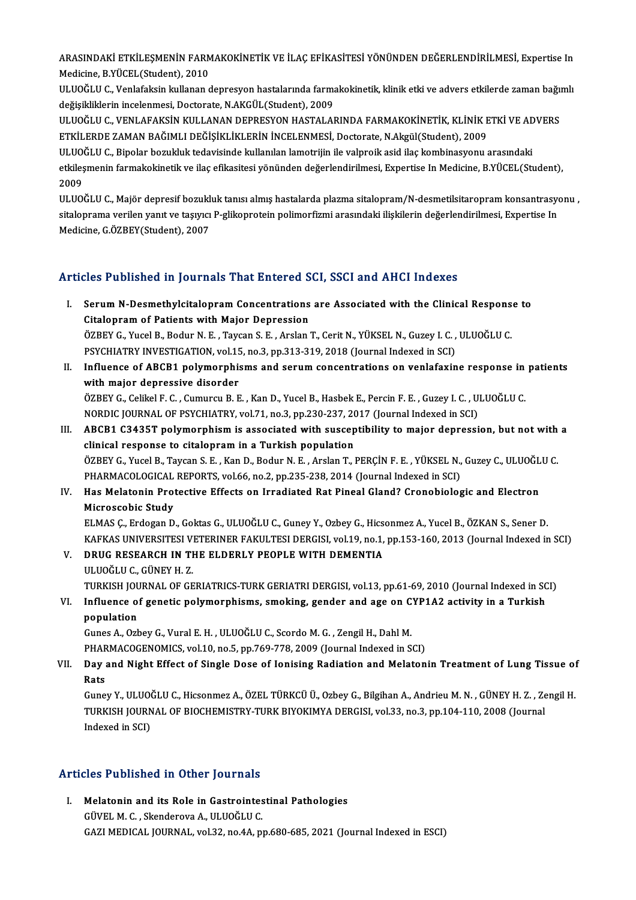ARASINDAKİ ETKİLEŞMENİN FARMAKOKİNETİK VE İLAÇ EFİKASİTESİ YÖNÜNDEN DEĞERLENDİRİLMESİ, Expertise In Medicine, B.YÜCEL(Student), 2010

ULUOĞLU C., Venlafaksin kullanan depresyon hastalarında farmakokinetik, klinik etki ve advers etkilerde zaman bağımlı değişikliklerin incelenmesi, Doctorate, N.AKGÜL(Student), 2009

ULUOĞLU C., VENLAFAKSİN KULLANAN DEPRESYON HASTALARINDA FARMAKOKİNETİK, KLİNİK ETKİ VE ADVERS ETKİLERDE ZAMAN BAĞIMLI DEĞİŞİKLİKLERİN İNCELENMESİ, Doctorate, N.Akgül(Student), 2009

ULUOĞLU C., Bipolar bozukluk tedavisinde kullanılan lamotrijin ile valproik asid ilaç kombinasyonu arasındaki etkileşmenin farmakokinetik ve ilaç efikasitesi yönünden değerlendirilmesi, Expertise In Medicine, B.YÜCEL(Student), 2009

ULUOĞLU C., Majör depresif bozukluk tanısı almış hastalarda plazma sitalopram/N-desmetilsitaropram konsantrasyonu , sitaloprama verilen yanıt ve taşıyıcı P-glikoprotein polimorfizmi arasındaki ilişkilerin değerlendirilmesi, Expertise In Medicine, G.ÖZBEY(Student), 2007

## Articles Published in Journals That Entered SCI, SSCI and AHCI Indexes

I. **Serum N-Desmethylcitalopram Concentrations are Associated with the Clinical Response to Citalopram of Patients with Major Depression**
   ÖZBEY G., Yucel B., Bodur N. E. , Taycan S. E. , Arslan T., Cerit N., YÜKSEL N., Guzey I. C. , ULUOĞLU C.
   PSYCHIATRY INVESTIGATION, vol.15, no.3, pp.313-319, 2018 (Journal Indexed in SCI)

II. **Influence of ABCB1 polymorphisms and serum concentrations on venlafaxine response in patients with major depressive disorder**
   ÖZBEY G., Celikel F. C. , Cumurcu B. E. , Kan D., Yucel B., Hasbek E., Percin F. E. , Guzey I. C. , ULUOĞLU C.
   NORDIC JOURNAL OF PSYCHIATRY, vol.71, no.3, pp.230-237, 2017 (Journal Indexed in SCI)

III. **ABCB1 C3435T polymorphism is associated with susceptibility to major depression, but not with a clinical response to citalopram in a Turkish population**
   ÖZBEY G., Yucel B., Taycan S. E. , Kan D., Bodur N. E. , Arslan T., PERÇİN F. E. , YÜKSEL N., Guzey C., ULUOĞLU C.
   PHARMACOLOGICAL REPORTS, vol.66, no.2, pp.235-238, 2014 (Journal Indexed in SCI)

IV. **Has Melatonin Protective Effects on Irradiated Rat Pineal Gland? Cronobiologic and Electron Microscobic Study**
   ELMAS Ç., Erdogan D., Goktas G., ULUOĞLU C., Guney Y., Ozbey G., Hicsonmez A., Yucel B., ÖZKAN S., Sener D.
   KAFKAS UNIVERSITESI VETERINER FAKULTESI DERGISI, vol.19, no.1, pp.153-160, 2013 (Journal Indexed in SCI)

V. **DRUG RESEARCH IN THE ELDERLY PEOPLE WITH DEMENTIA**
   ULUOĞLU C., GÜNEY H. Z.
   TURKISH JOURNAL OF GERIATRICS-TURK GERIATRI DERGISI, vol.13, pp.61-69, 2010 (Journal Indexed in SCI)

VI. **Influence of genetic polymorphisms, smoking, gender and age on CYP1A2 activity in a Turkish population**
   Gunes A., Ozbey G., Vural E. H. , ULUOĞLU C., Scordo M. G. , Zengil H., Dahl M.
   PHARMACOGENOMICS, vol.10, no.5, pp.769-778, 2009 (Journal Indexed in SCI)

VII. **Day and Night Effect of Single Dose of Ionising Radiation and Melatonin Treatment of Lung Tissue of Rats**
   Guney Y., ULUOĞLU C., Hicsonmez A., ÖZEL TÜRKCÜ Ü., Ozbey G., Bilgihan A., Andrieu M. N. , GÜNEY H. Z. , Zengil H.
   TURKISH JOURNAL OF BIOCHEMISTRY-TURK BIYOKIMYA DERGISI, vol.33, no.3, pp.104-110, 2008 (Journal Indexed in SCI)

## Articles Published in Other Journals

I. **Melatonin and its Role in Gastrointestinal Pathologies**
   GÜVEL M. C. , Skenderova A., ULUOĞLU C.
   GAZI MEDICAL JOURNAL, vol.32, no.4A, pp.680-685, 2021 (Journal Indexed in ESCI)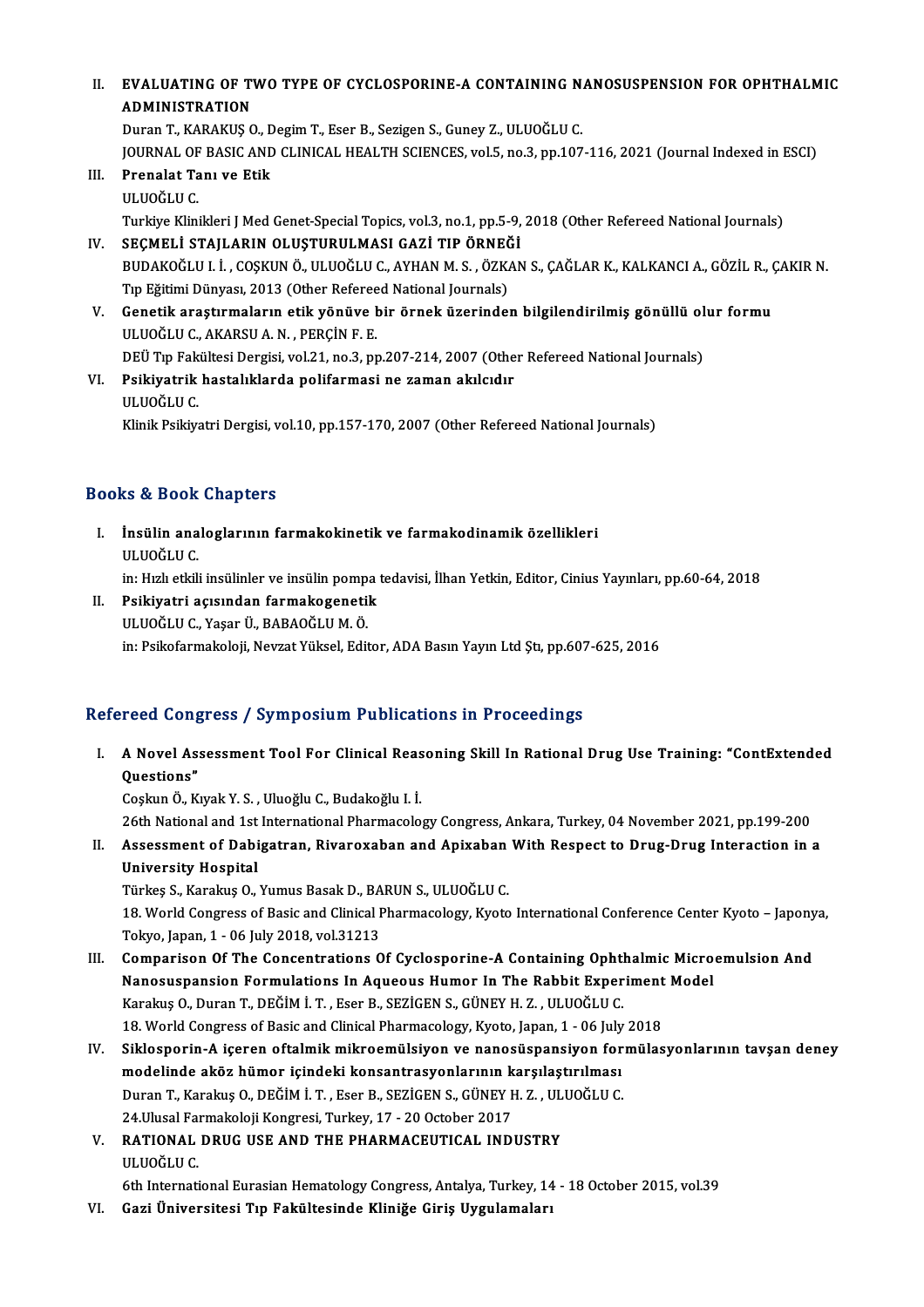II. **EVALUATING OF TWO TYPE OF CYCLOSPORINE-A CONTAINING NANOSUSPENSION FOR OPHTHALMIC ADMINISTRATION**
Duran T., KARAKUŞ O., Degim T., Eser B., Sezigen S., Guney Z., ULUOĞLU C.
JOURNAL OF BASIC AND CLINICAL HEALTH SCIENCES, vol.5, no.3, pp.107-116, 2021 (Journal Indexed in ESCI)

III. **Prenalat Tanı ve Etik**
ULUOĞLU C.
Turkiye Klinikleri J Med Genet-Special Topics, vol.3, no.1, pp.5-9, 2018 (Other Refereed National Journals)

IV. **SEÇMELİ STAJLARIN OLUŞTURULMASI GAZİ TIP ÖRNEĞİ**
BUDAKOĞLU I. İ. , COŞKUN Ö., ULUOĞLU C., AYHAN M. S. , ÖZKAN S., ÇAĞLAR K., KALKANCI A., GÖZİL R., ÇAKIR N.
Tıp Eğitimi Dünyası, 2013 (Other Refereed National Journals)

V. **Genetik araştırmaların etik yönüve bir örnek üzerinden bilgilendirilmiş gönüllü olur formu**
ULUOĞLU C., AKARSU A. N. , PERÇİN F. E.
DEÜ Tıp Fakültesi Dergisi, vol.21, no.3, pp.207-214, 2007 (Other Refereed National Journals)

VI. **Psikiyatrik hastalıklarda polifarmasi ne zaman akılcıdır**
ULUOĞLU C.
Klinik Psikiyatri Dergisi, vol.10, pp.157-170, 2007 (Other Refereed National Journals)

## Books & Book Chapters

I. **İnsülin analoglarının farmakokinetik ve farmakodinamik özellikleri**
ULUOĞLU C.
in: Hızlı etkili insülinler ve insülin pompa tedavisi, İlhan Yetkin, Editor, Cinius Yayınları, pp.60-64, 2018

II. **Psikiyatri açısından farmakogenetik**
ULUOĞLU C., Yaşar Ü., BABAOĞLU M. Ö.
in: Psikofarmakoloji, Nevzat Yüksel, Editor, ADA Basın Yayın Ltd Ştı, pp.607-625, 2016

## Refereed Congress / Symposium Publications in Proceedings

I. **A Novel Assessment Tool For Clinical Reasoning Skill In Rational Drug Use Training: "ContExtended Questions"**
Coşkun Ö., Kıyak Y. S. , Uluoğlu C., Budakoğlu I. İ.
26th National and 1st International Pharmacology Congress, Ankara, Turkey, 04 November 2021, pp.199-200

II. **Assessment of Dabigatran, Rivaroxaban and Apixaban With Respect to Drug-Drug Interaction in a University Hospital**
Türkeş S., Karakuş O., Yumus Basak D., BARUN S., ULUOĞLU C.
18. World Congress of Basic and Clinical Pharmacology, Kyoto International Conference Center Kyoto – Japonya, Tokyo, Japan, 1 - 06 July 2018, vol.31213

III. **Comparison Of The Concentrations Of Cyclosporine-A Containing Ophthalmic Microemulsion And Nanosuspansion Formulations In Aqueous Humor In The Rabbit Experiment Model**
Karakuş O., Duran T., DEĞİM İ. T. , Eser B., SEZİGEN S., GÜNEY H. Z. , ULUOĞLU C.
18. World Congress of Basic and Clinical Pharmacology, Kyoto, Japan, 1 - 06 July 2018

IV. **Siklosporin-A içeren oftalmik mikroemülsiyon ve nanosüspansiyon formülasyonlarının tavşan deney modelinde aköz hümor içindeki konsantrasyonlarının karşılaştırılması**
Duran T., Karakuş O., DEĞİM İ. T. , Eser B., SEZİGEN S., GÜNEY H. Z. , ULUOĞLU C.
24.Ulusal Farmakoloji Kongresi, Turkey, 17 - 20 October 2017

V. **RATIONAL DRUG USE AND THE PHARMACEUTICAL INDUSTRY**
ULUOĞLU C.
6th International Eurasian Hematology Congress, Antalya, Turkey, 14 - 18 October 2015, vol.39

VI. **Gazi Üniversitesi Tıp Fakültesinde Kliniğe Giriş Uygulamaları**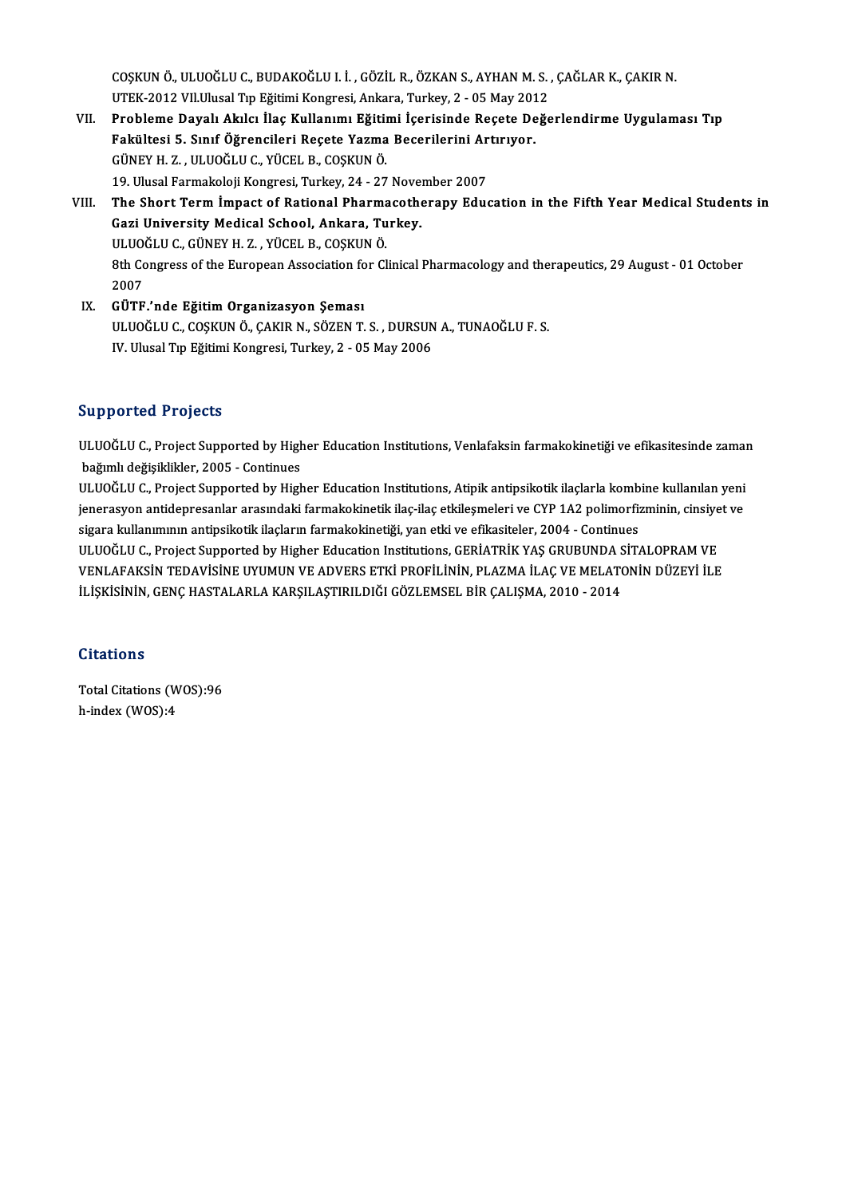COŞKUN Ö., ULUOĞLU C., BUDAKOĞLU I. İ. , GÖZİL R., ÖZKAN S., AYHAN M. S. , ÇAĞLAR K., ÇAKIR N.
UTEK-2012 VII.Ulusal Tıp Eğitimi Kongresi, Ankara, Turkey, 2 - 05 May 2012

VII. **Probleme Dayalı Akılcı İlaç Kullanımı Eğitimi İçerisinde Reçete Değerlendirme Uygulaması Tıp Fakültesi 5. Sınıf Öğrencileri Reçete Yazma Becerilerini Artırıyor.**
GÜNEY H. Z. , ULUOĞLU C., YÜCEL B., COŞKUN Ö.
19. Ulusal Farmakoloji Kongresi, Turkey, 24 - 27 November 2007

VIII. **The Short Term İmpact of Rational Pharmacotherapy Education in the Fifth Year Medical Students in Gazi University Medical School, Ankara, Turkey.**
ULUOĞLU C., GÜNEY H. Z. , YÜCEL B., COŞKUN Ö.
8th Congress of the European Association for Clinical Pharmacology and therapeutics, 29 August - 01 October 2007

IX. **GÜTF.'nde Eğitim Organizasyon Şeması**
ULUOĞLU C., COŞKUN Ö., ÇAKIR N., SÖZEN T. S. , DURSUN A., TUNAOĞLU F. S.
IV. Ulusal Tıp Eğitimi Kongresi, Turkey, 2 - 05 May 2006

## Supported Projects

ULUOĞLU C., Project Supported by Higher Education Institutions, Venlafaksin farmakokinetiği ve efikasitesinde zaman bağımlı değişiklikler, 2005 - Continues

ULUOĞLU C., Project Supported by Higher Education Institutions, Atipik antipsikotik ilaçlarla kombine kullanılan yeni jenerasyon antidepresanlar arasındaki farmakokinetik ilaç-ilaç etkileşmeleri ve CYP 1A2 polimorfizminin, cinsiyet ve sigara kullanımının antipsikotik ilaçların farmakokinetiği, yan etki ve efikasiteler, 2004 - Continues

ULUOĞLU C., Project Supported by Higher Education Institutions, GERİATRİK YAŞ GRUBUNDA SİTALOPRAM VE VENLAFAKSİN TEDAVİSİNE UYUMUN VE ADVERS ETKİ PROFİLİNİN, PLAZMA İLAÇ VE MELATONİN DÜZEYİ İLE İLİŞKİSİNİN, GENÇ HASTALARLA KARŞILAŞTIRILDIĞI GÖZLEMSEL BİR ÇALIŞMA, 2010 - 2014

## Citations

Total Citations (WOS):96
h-index (WOS):4